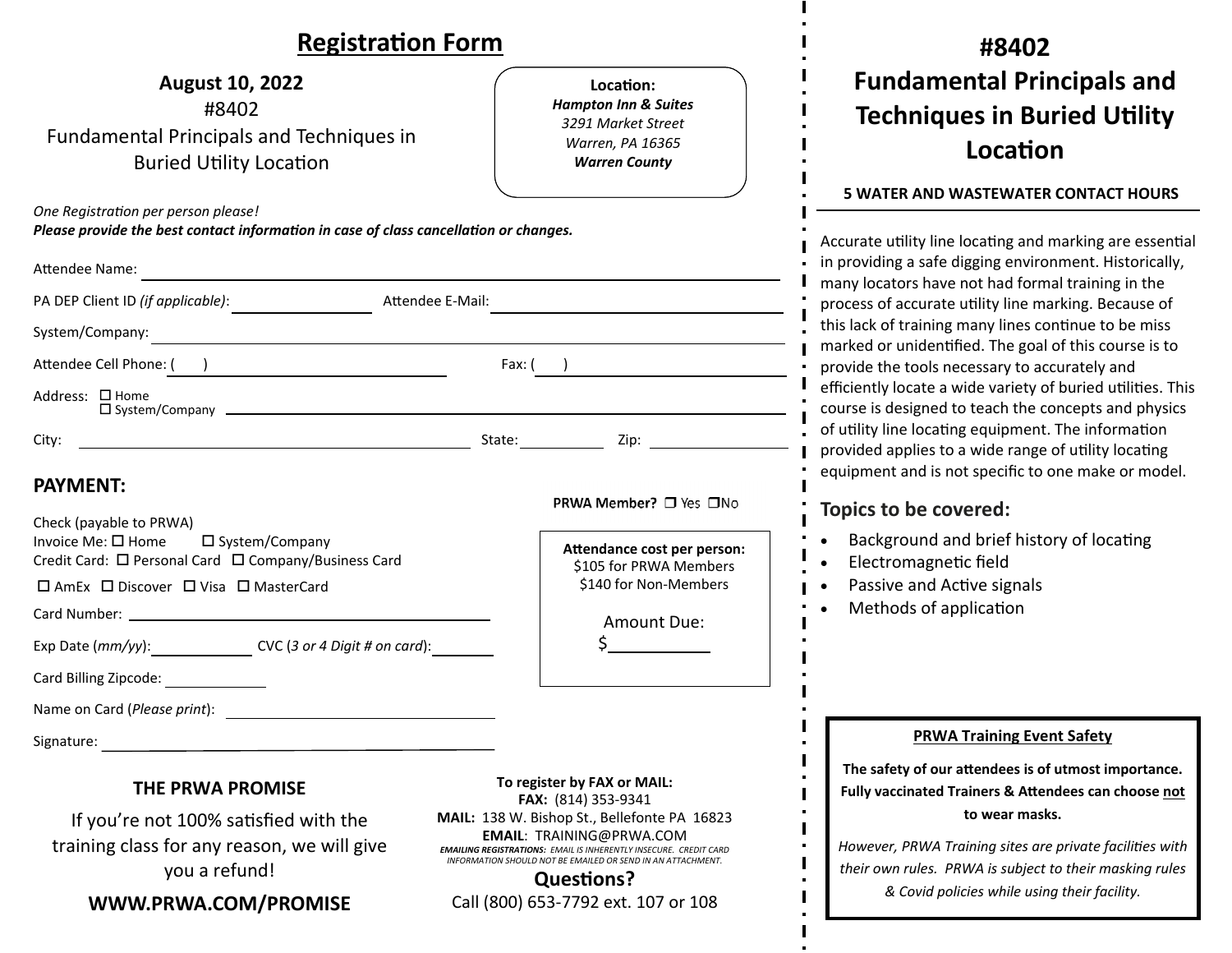## Registration Form

**August 10, 2022**

#8402

Fundamental Principals and Techniques in Buried Utility Location

**Location:**
***Hampton Inn & Suites***
*3291 Market Street*
*Warren, PA 16365*
***Warren County***

*One Registration per person please!*
***Please provide the best contact information in case of class cancellation or changes.***

Attendee Name: ______________________________

PA DEP Client ID *(if applicable)*: ______________ Attendee E-Mail: ______________________________

System/Company: ______________________________

Attendee Cell Phone: (    ) ______________ Fax: (    ) ______________

Address: ☐ Home
☐ System/Company ______________________________

City: ______________ State: ________ Zip: ________

### PAYMENT:

**PRWA Member?** ❐ Yes ❐No

Check (payable to PRWA)
Invoice Me: ☐ Home ☐ System/Company
Credit Card: ☐ Personal Card ☐ Company/Business Card

☐ AmEx ☐ Discover ☐ Visa ☐ MasterCard

Card Number: ______________________________

Exp Date (*mm/yy*): __________ CVC (*3 or 4 Digit # on card*): ________

Card Billing Zipcode: __________

Name on Card (*Please print*): ______________________________

Signature: ______________________________

**Attendance cost per person:**
$105 for PRWA Members
$140 for Non-Members

Amount Due:
$__________

### THE PRWA PROMISE

If you're not 100% satisfied with the training class for any reason, we will give you a refund!

**WWW.PRWA.COM/PROMISE**

**To register by FAX or MAIL:**
**FAX:** (814) 353-9341
**MAIL:** 138 W. Bishop St., Bellefonte PA 16823
**EMAIL**: TRAINING@PRWA.COM
***EMAILING REGISTRATIONS:*** *EMAIL IS INHERENTLY INSECURE. CREDIT CARD INFORMATION SHOULD NOT BE EMAILED OR SEND IN AN ATTACHMENT.*

**Questions?**
Call (800) 653-7792 ext. 107 or 108

# #8402 Fundamental Principals and Techniques in Buried Utility Location

**5 WATER AND WASTEWATER CONTACT HOURS**

Accurate utility line locating and marking are essential in providing a safe digging environment. Historically, many locators have not had formal training in the process of accurate utility line marking. Because of this lack of training many lines continue to be miss marked or unidentified. The goal of this course is to provide the tools necessary to accurately and efficiently locate a wide variety of buried utilities. This course is designed to teach the concepts and physics of utility line locating equipment. The information provided applies to a wide range of utility locating equipment and is not specific to one make or model.

### Topics to be covered:

- Background and brief history of locating
- Electromagnetic field
- Passive and Active signals
- Methods of application

**PRWA Training Event Safety**

**The safety of our attendees is of utmost importance. Fully vaccinated Trainers & Attendees can choose not to wear masks.**

*However, PRWA Training sites are private facilities with their own rules. PRWA is subject to their masking rules & Covid policies while using their facility.*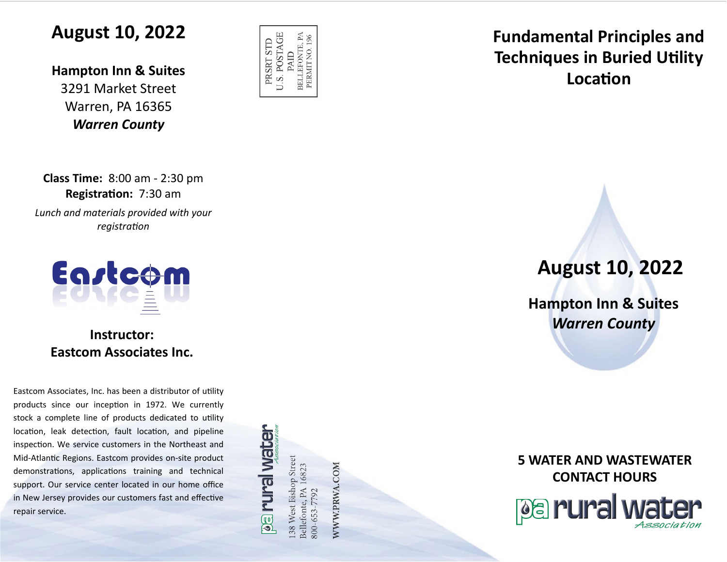# August 10, 2022

**Hampton Inn & Suites**
3291 Market Street
Warren, PA 16365
***Warren County***

**Class Time:** 8:00 am - 2:30 pm
**Registration:** 7:30 am

*Lunch and materials provided with your registration*

Eastcom

**Instructor:**
**Eastcom Associates Inc.**

Eastcom Associates, Inc. has been a distributor of utility products since our inception in 1972. We currently stock a complete line of products dedicated to utility location, leak detection, fault location, and pipeline inspection. We service customers in the Northeast and Mid-Atlantic Regions. Eastcom provides on-site product demonstrations, applications training and technical support. Our service center located in our home office in New Jersey provides our customers fast and effective repair service.

PRSRT STD
U.S. POSTAGE
PAID
BELLEFONTE, PA
PERMIT NO. 196

pa rural water Association
138 West Bishop Street
Bellefonte, PA 16823
800-653-7792

WWW.PRWA.COM

# Fundamental Principles and Techniques in Buried Utility Location

## August 10, 2022

**Hampton Inn & Suites**
***Warren County***

**5 WATER AND WASTEWATER CONTACT HOURS**

pa rural water Association